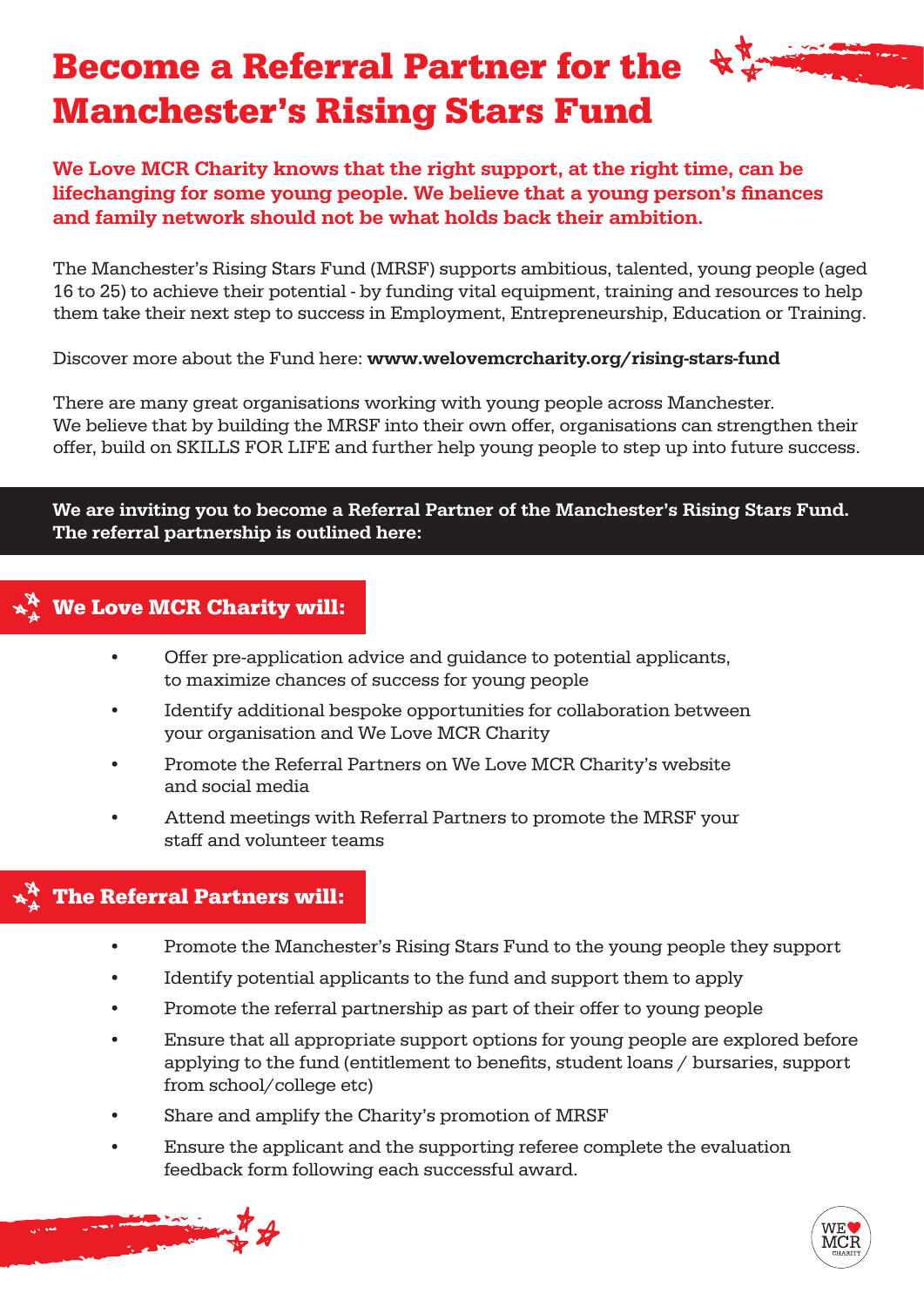# Become a Referral Partner for the Manchester's Rising Stars Fund

**We Love MCR Charity knows that the right support, at the right time, can be lifechanging for some young people. We believe that a young person's finances and family network should not be what holds back their ambition.**

The Manchester's Rising Stars Fund (MRSF) supports ambitious, talented, young people (aged 16 to 25) to achieve their potential - by funding vital equipment, training and resources to help them take their next step to success in Employment, Entrepreneurship, Education or Training.

Discover more about the Fund here: **www.welovemcrcharity.org/rising-stars-fund**

There are many great organisations working with young people across Manchester. We believe that by building the MRSF into their own offer, organisations can strengthen their offer, build on SKILLS FOR LIFE and further help young people to step up into future success.

**We are inviting you to become a Referral Partner of the Manchester's Rising Stars Fund. The referral partnership is outlined here:**

## We Love MCR Charity will:

- Offer pre-application advice and guidance to potential applicants, to maximize chances of success for young people
- Identify additional bespoke opportunities for collaboration between your organisation and We Love MCR Charity
- Promote the Referral Partners on We Love MCR Charity's website and social media
- Attend meetings with Referral Partners to promote the MRSF your staff and volunteer teams

## The Referral Partners will:

- Promote the Manchester's Rising Stars Fund to the young people they support
- Identify potential applicants to the fund and support them to apply
- Promote the referral partnership as part of their offer to young people
- Ensure that all appropriate support options for young people are explored before applying to the fund (entitlement to benefits, student loans / bursaries, support from school/college etc)
- Share and amplify the Charity's promotion of MRSF
- Ensure the applicant and the supporting referee complete the evaluation feedback form following each successful award.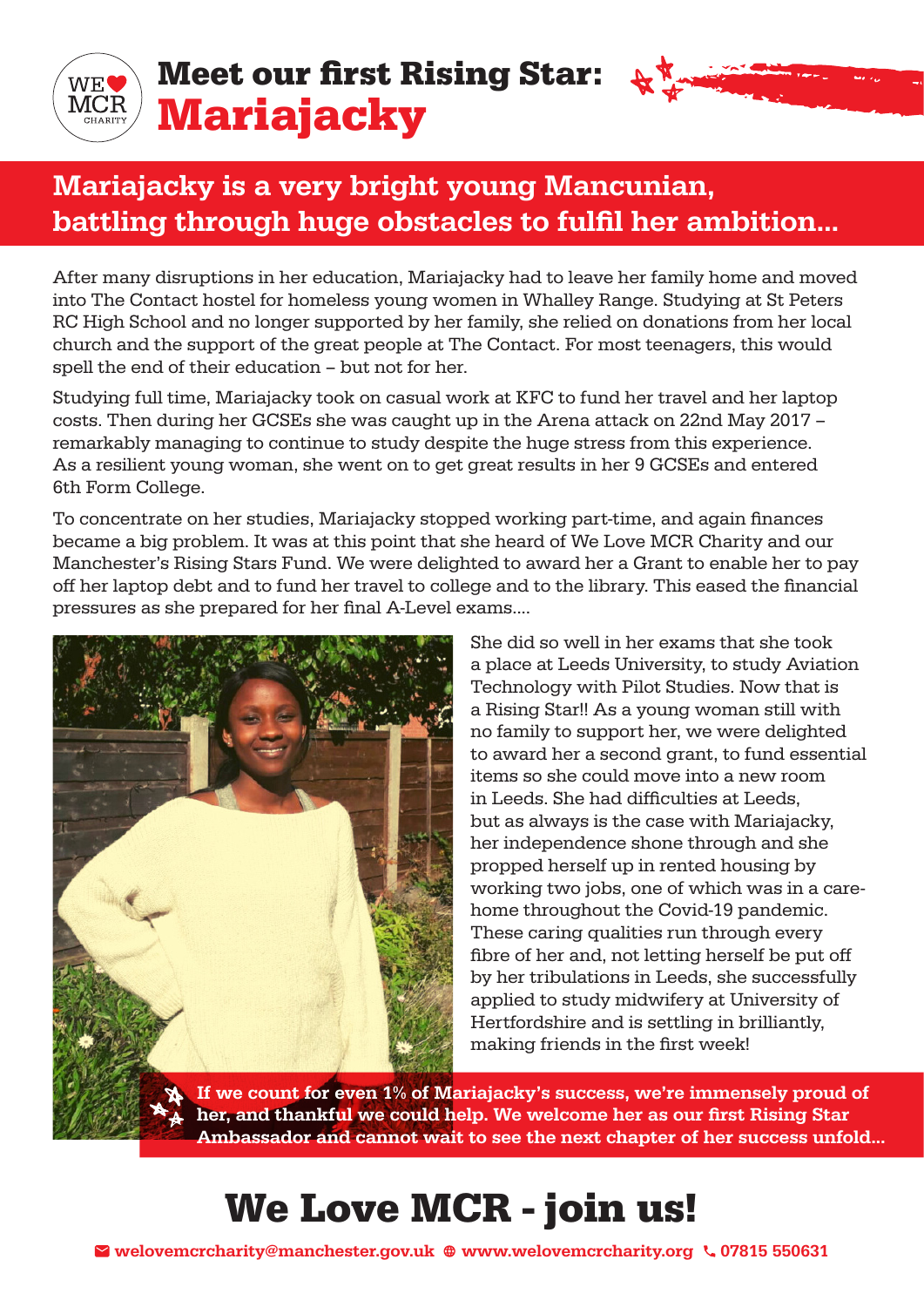WE ❤ MCR CHARITY

# Meet our first Rising Star: Mariajacky

## Mariajacky is a very bright young Mancunian, battling through huge obstacles to fulfil her ambition...

After many disruptions in her education, Mariajacky had to leave her family home and moved into The Contact hostel for homeless young women in Whalley Range. Studying at St Peters RC High School and no longer supported by her family, she relied on donations from her local church and the support of the great people at The Contact. For most teenagers, this would spell the end of their education – but not for her.

Studying full time, Mariajacky took on casual work at KFC to fund her travel and her laptop costs. Then during her GCSEs she was caught up in the Arena attack on 22nd May 2017 – remarkably managing to continue to study despite the huge stress from this experience. As a resilient young woman, she went on to get great results in her 9 GCSEs and entered 6th Form College.

To concentrate on her studies, Mariajacky stopped working part-time, and again finances became a big problem. It was at this point that she heard of We Love MCR Charity and our Manchester's Rising Stars Fund. We were delighted to award her a Grant to enable her to pay off her laptop debt and to fund her travel to college and to the library. This eased the financial pressures as she prepared for her final A-Level exams....

She did so well in her exams that she took a place at Leeds University, to study Aviation Technology with Pilot Studies. Now that is a Rising Star!! As a young woman still with no family to support her, we were delighted to award her a second grant, to fund essential items so she could move into a new room in Leeds. She had difficulties at Leeds, but as always is the case with Mariajacky, her independence shone through and she propped herself up in rented housing by working two jobs, one of which was in a care-home throughout the Covid-19 pandemic. These caring qualities run through every fibre of her and, not letting herself be put off by her tribulations in Leeds, she successfully applied to study midwifery at University of Hertfordshire and is settling in brilliantly, making friends in the first week!

**If we count for even 1% of Mariajacky's success, we're immensely proud of her, and thankful we could help. We welcome her as our first Rising Star Ambassador and cannot wait to see the next chapter of her success unfold...**

# We Love MCR - join us!

welovemcrcharity@manchester.gov.uk www.welovemcrcharity.org 07815 550631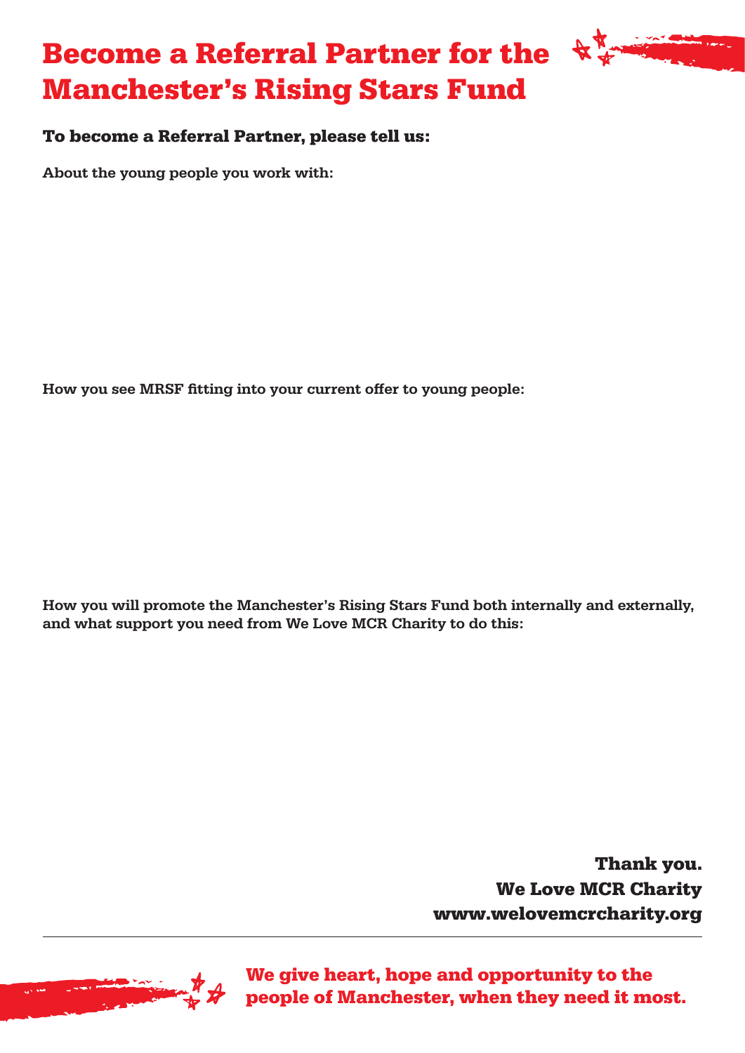# Become a Referral Partner for the Manchester's Rising Stars Fund

## To become a Referral Partner, please tell us:

**About the young people you work with:**

**How you see MRSF fitting into your current offer to young people:**

**How you will promote the Manchester's Rising Stars Fund both internally and externally, and what support you need from We Love MCR Charity to do this:**

**Thank you.**
**We Love MCR Charity**
**www.welovemcrcharity.org**

---

**We give heart, hope and opportunity to the people of Manchester, when they need it most.**